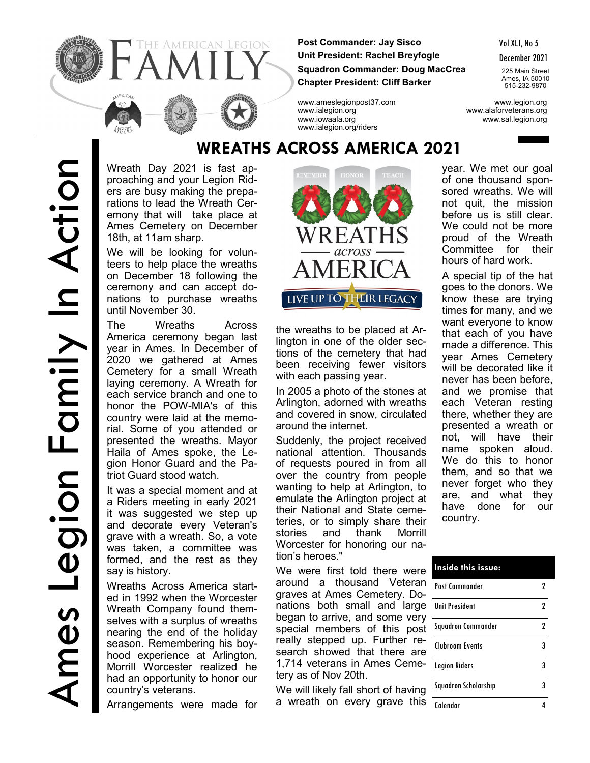# THE AMERICAN LEGION FAMILY

**Post Commander: Jay Sisco**
**Unit President: Rachel Breyfogle**
**Squadron Commander: Doug MacCrea**
**Chapter President: Cliff Barker**

Vol XLI, No 5
December 2021

225 Main Street
Ames, IA 50010
515-232-9870

www.ameslegionpost37.com
www.ialegion.org
www.iowaala.org
www.ialegion.org/riders

www.legion.org
www.alaforveterans.org
www.sal.legion.org

Ames Legion Family In Action

## WREATHS ACROSS AMERICA 2021

Wreath Day 2021 is fast approaching and your Legion Riders are busy making the preparations to lead the Wreath Ceremony that will take place at Ames Cemetery on December 18th, at 11am sharp.

We will be looking for volunteers to help place the wreaths on December 18 following the ceremony and can accept donations to purchase wreaths until November 30.

The Wreaths Across America ceremony began last year in Ames. In December of 2020 we gathered at Ames Cemetery for a small Wreath laying ceremony. A Wreath for each service branch and one to honor the POW-MIA's of this country were laid at the memorial. Some of you attended or presented the wreaths. Mayor Haila of Ames spoke, the Legion Honor Guard and the Patriot Guard stood watch.

It was a special moment and at a Riders meeting in early 2021 it was suggested we step up and decorate every Veteran's grave with a wreath. So, a vote was taken, a committee was formed, and the rest as they say is history.

Wreaths Across America started in 1992 when the Worcester Wreath Company found themselves with a surplus of wreaths nearing the end of the holiday season. Remembering his boyhood experience at Arlington, Morrill Worcester realized he had an opportunity to honor our country's veterans.

Arrangements were made for the wreaths to be placed at Arlington in one of the older sections of the cemetery that had been receiving fewer visitors with each passing year.

In 2005 a photo of the stones at Arlington, adorned with wreaths and covered in snow, circulated around the internet.

Suddenly, the project received national attention. Thousands of requests poured in from all over the country from people wanting to help at Arlington, to emulate the Arlington project at their National and State cemeteries, or to simply share their stories and thank Morrill Worcester for honoring our nation's heroes."

We were first told there were around a thousand Veteran graves at Ames Cemetery. Donations both small and large began to arrive, and some very special members of this post really stepped up. Further research showed that there are 1,714 veterans in Ames Cemetery as of Nov 20th.

We will likely fall short of having a wreath on every grave this year. We met our goal of one thousand sponsored wreaths. We will not quit, the mission before us is still clear. We could not be more proud of the Wreath Committee for their hours of hard work.

A special tip of the hat goes to the donors. We know these are trying times for many, and we want everyone to know that each of you have made a difference. This year Ames Cemetery will be decorated like it never has been before, and we promise that each Veteran resting there, whether they are presented a wreath or not, will have their name spoken aloud. We do this to honor them, and so that we never forget who they are, and what they have done for our country.

| Inside this issue: | |
|---|---|
| Post Commander | 2 |
| Unit President | 2 |
| Squadron Commander | 2 |
| Clubroom Events | 3 |
| Legion Riders | 3 |
| Squadron Scholarship | 3 |
| Calendar | 4 |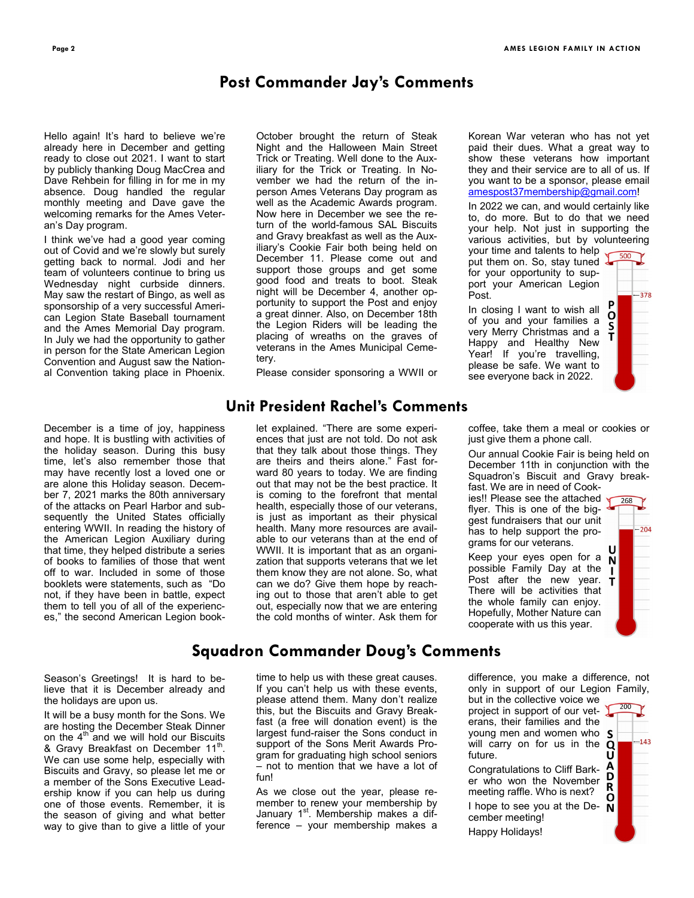# Post Commander Jay's Comments

Hello again! It's hard to believe we're already here in December and getting ready to close out 2021. I want to start by publicly thanking Doug MacCrea and Dave Rehbein for filling in for me in my absence. Doug handled the regular monthly meeting and Dave gave the welcoming remarks for the Ames Veteran's Day program.

I think we've had a good year coming out of Covid and we're slowly but surely getting back to normal. Jodi and her team of volunteers continue to bring us Wednesday night curbside dinners. May saw the restart of Bingo, as well as sponsorship of a very successful American Legion State Baseball tournament and the Ames Memorial Day program. In July we had the opportunity to gather in person for the State American Legion Convention and August saw the National Convention taking place in Phoenix.

October brought the return of Steak Night and the Halloween Main Street Trick or Treating. Well done to the Auxiliary for the Trick or Treating. In November we had the return of the in-person Ames Veterans Day program as well as the Academic Awards program. Now here in December we see the return of the world-famous SAL Biscuits and Gravy breakfast as well as the Auxiliary's Cookie Fair both being held on December 11. Please come out and support those groups and get some good food and treats to boot. Steak night will be December 4, another opportunity to support the Post and enjoy a great dinner. Also, on December 18th the Legion Riders will be leading the placing of wreaths on the graves of veterans in the Ames Municipal Cemetery.

Please consider sponsoring a WWII or Korean War veteran who has not yet paid their dues. What a great way to show these veterans how important they and their service are to all of us. If you want to be a sponsor, please email amespost37membership@gmail.com!

In 2022 we can, and would certainly like to, do more. But to do that we need your help. Not just in supporting the various activities, but by volunteering your time and talents to help put them on. So, stay tuned for your opportunity to support your American Legion Post.

In closing I want to wish all of you and your families a very Merry Christmas and a Happy and Healthy New Year! If you're travelling, please be safe. We want to see everyone back in 2022.

POST: 378 / 500

# Unit President Rachel's Comments

December is a time of joy, happiness and hope. It is bustling with activities of the holiday season. During this busy time, let's also remember those that may have recently lost a loved one or are alone this Holiday season. December 7, 2021 marks the 80th anniversary of the attacks on Pearl Harbor and subsequently the United States officially entering WWII. In reading the history of the American Legion Auxiliary during that time, they helped distribute a series of books to families of those that went off to war. Included in some of those booklets were statements, such as "Do not, if they have been in battle, expect them to tell you of all of the experiences," the second American Legion booklet explained. "There are some experiences that just are not told. Do not ask that they talk about those things. They are theirs and theirs alone." Fast forward 80 years to today. We are finding out that may not be the best practice. It is coming to the forefront that mental health, especially those of our veterans, is just as important as their physical health. Many more resources are available to our veterans than at the end of WWII. It is important that as an organization that supports veterans that we let them know they are not alone. So, what can we do? Give them hope by reaching out to those that aren't able to get out, especially now that we are entering the cold months of winter. Ask them for coffee, take them a meal or cookies or just give them a phone call.

Our annual Cookie Fair is being held on December 11th in conjunction with the Squadron's Biscuit and Gravy breakfast. We are in need of Cookies!! Please see the attached flyer. This is one of the biggest fundraisers that our unit has to help support the programs for our veterans.

Keep your eyes open for a possible Family Day at the Post after the new year. There will be activities that the whole family can enjoy. Hopefully, Mother Nature can cooperate with us this year.

UNIT: 204 / 268

# Squadron Commander Doug's Comments

Season's Greetings! It is hard to believe that it is December already and the holidays are upon us.

It will be a busy month for the Sons. We are hosting the December Steak Dinner on the 4th and we will hold our Biscuits & Gravy Breakfast on December 11th. We can use some help, especially with Biscuits and Gravy, so please let me or a member of the Sons Executive Leadership know if you can help us during one of those events. Remember, it is the season of giving and what better way to give than to give a little of your time to help us with these great causes. If you can't help us with these events, please attend them. Many don't realize this, but the Biscuits and Gravy Breakfast (a free will donation event) is the largest fund-raiser the Sons conduct in support of the Sons Merit Awards Program for graduating high school seniors – not to mention that we have a lot of fun!

As we close out the year, please remember to renew your membership by January 1st. Membership makes a difference – your membership makes a difference, you make a difference, not only in support of our Legion Family, but in the collective voice we project in support of our veterans, their families and the young men and women who will carry on for us in the future.

Congratulations to Cliff Barker who won the November meeting raffle. Who is next?

I hope to see you at the December meeting!

Happy Holidays!

SQUADRON: 143 / 200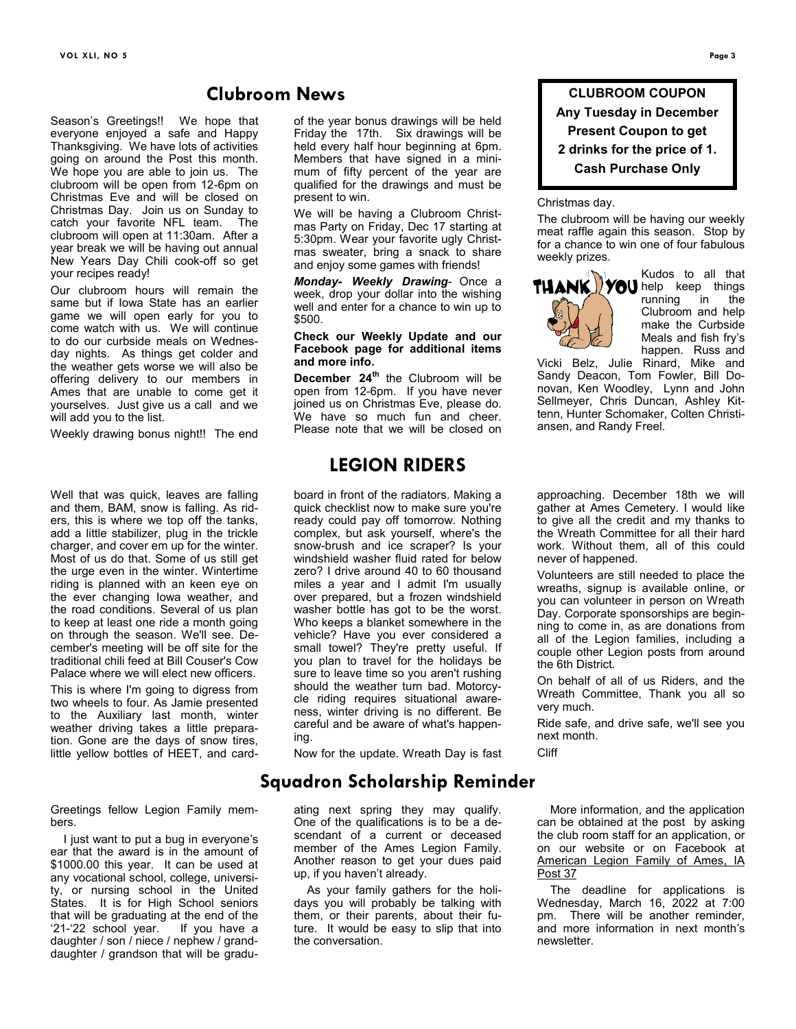## Clubroom News

Season's Greetings!! We hope that everyone enjoyed a safe and Happy Thanksgiving. We have lots of activities going on around the Post this month. We hope you are able to join us. The clubroom will be open from 12-6pm on Christmas Eve and will be closed on Christmas Day. Join us on Sunday to catch your favorite NFL team. The clubroom will open at 11:30am. After a year break we will be having out annual New Years Day Chili cook-off so get your recipes ready!

Our clubroom hours will remain the same but if Iowa State has an earlier game we will open early for you to come watch with us. We will continue to do our curbside meals on Wednesday nights. As things get colder and the weather gets worse we will also be offering delivery to our members in Ames that are unable to come get it yourselves. Just give us a call and we will add you to the list.

Weekly drawing bonus night!! The end of the year bonus drawings will be held Friday the 17th. Six drawings will be held every half hour beginning at 6pm. Members that have signed in a minimum of fifty percent of the year are qualified for the drawings and must be present to win.

We will be having a Clubroom Christmas Party on Friday, Dec 17 starting at 5:30pm. Wear your favorite ugly Christmas sweater, bring a snack to share and enjoy some games with friends!

***Monday- Weekly Drawing***- Once a week, drop your dollar into the wishing well and enter for a chance to win up to $500.

**Check our Weekly Update and our Facebook page for additional items and more info.**

**December 24th** the Clubroom will be open from 12-6pm. If you have never joined us on Christmas Eve, please do. We have so much fun and cheer. Please note that we will be closed on Christmas day.

The clubroom will be having our weekly meat raffle again this season. Stop by for a chance to win one of four fabulous weekly prizes.

Kudos to all that help keep things running in the Clubroom and help make the Curbside Meals and fish fry's happen. Russ and Vicki Belz, Julie Rinard, Mike and Sandy Deacon, Tom Fowler, Bill Donovan, Ken Woodley, Lynn and John Sellmeyer, Chris Duncan, Ashley Kittenn, Hunter Schomaker, Colten Christiansen, and Randy Freel.

**CLUBROOM COUPON**
**Any Tuesday in December**
**Present Coupon to get**
**2 drinks for the price of 1.**
**Cash Purchase Only**

## LEGION RIDERS

Well that was quick, leaves are falling and them, BAM, snow is falling. As riders, this is where we top off the tanks, add a little stabilizer, plug in the trickle charger, and cover em up for the winter. Most of us do that. Some of us still get the urge even in the winter. Wintertime riding is planned with an keen eye on the ever changing Iowa weather, and the road conditions. Several of us plan to keep at least one ride a month going on through the season. We'll see. December's meeting will be off site for the traditional chili feed at Bill Couser's Cow Palace where we will elect new officers.

This is where I'm going to digress from two wheels to four. As Jamie presented to the Auxiliary last month, winter weather driving takes a little preparation. Gone are the days of snow tires, little yellow bottles of HEET, and cardboard in front of the radiators. Making a quick checklist now to make sure you're ready could pay off tomorrow. Nothing complex, but ask yourself, where's the snow-brush and ice scraper? Is your windshield washer fluid rated for below zero? I drive around 40 to 60 thousand miles a year and I admit I'm usually over prepared, but a frozen windshield washer bottle has got to be the worst. Who keeps a blanket somewhere in the vehicle? Have you ever considered a small towel? They're pretty useful. If you plan to travel for the holidays be sure to leave time so you aren't rushing should the weather turn bad. Motorcycle riding requires situational awareness, winter driving is no different. Be careful and be aware of what's happening.

Now for the update. Wreath Day is fast approaching. December 18th we will gather at Ames Cemetery. I would like to give all the credit and my thanks to the Wreath Committee for all their hard work. Without them, all of this could never of happened.

Volunteers are still needed to place the wreaths, signup is available online, or you can volunteer in person on Wreath Day. Corporate sponsorships are beginning to come in, as are donations from all of the Legion families, including a couple other Legion posts from around the 6th District.

On behalf of all of us Riders, and the Wreath Committee, Thank you all so very much.

Ride safe, and drive safe, we'll see you next month.

Cliff

## Squadron Scholarship Reminder

Greetings fellow Legion Family members.

I just want to put a bug in everyone's ear that the award is in the amount of $1000.00 this year. It can be used at any vocational school, college, university, or nursing school in the United States. It is for High School seniors that will be graduating at the end of the '21-'22 school year. If you have a daughter / son / niece / nephew / granddaughter / grandson that will be graduating next spring they may qualify. One of the qualifications is to be a descendant of a current or deceased member of the Ames Legion Family. Another reason to get your dues paid up, if you haven't already.

As your family gathers for the holidays you will probably be talking with them, or their parents, about their future. It would be easy to slip that into the conversation.

More information, and the application can be obtained at the post by asking the club room staff for an application, or on our website or on Facebook at American Legion Family of Ames, IA Post 37

The deadline for applications is Wednesday, March 16, 2022 at 7:00 pm. There will be another reminder, and more information in next month's newsletter.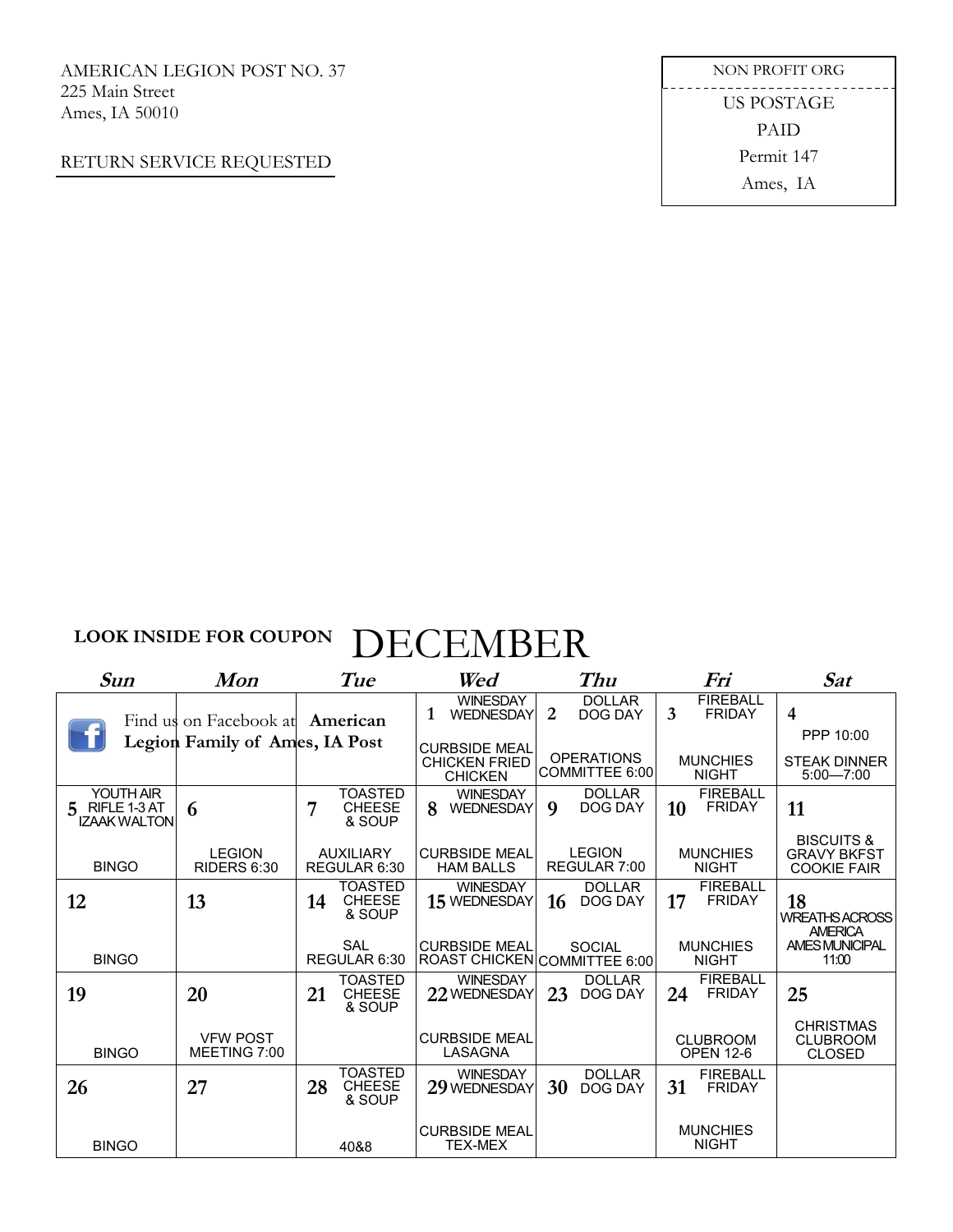AMERICAN LEGION POST NO. 37
225 Main Street
Ames, IA 50010

RETURN SERVICE REQUESTED

NON PROFIT ORG
US POSTAGE
PAID
Permit 147
Ames, IA

**LOOK INSIDE FOR COUPON**

# DECEMBER

| Sun | Mon | Tue | Wed | Thu | Fri | Sat |
|---|---|---|---|---|---|---|
| Find us on Facebook at **American Legion Family of Ames, IA Post** | | | 1 WINESDAY WEDNESDAY<br>CURBSIDE MEAL CHICKEN FRIED CHICKEN | 2 DOLLAR DOG DAY<br>OPERATIONS COMMITTEE 6:00 | 3 FIREBALL FRIDAY<br>MUNCHIES NIGHT | 4<br>PPP 10:00<br>STEAK DINNER 5:00—7:00 |
| 5 YOUTH AIR RIFLE 1-3 AT IZAAK WALTON<br>BINGO | 6<br>LEGION RIDERS 6:30 | 7 TOASTED CHEESE & SOUP<br>AUXILIARY REGULAR 6:30 | 8 WINESDAY WEDNESDAY<br>CURBSIDE MEAL HAM BALLS | 9 DOLLAR DOG DAY<br>LEGION REGULAR 7:00 | 10 FIREBALL FRIDAY<br>MUNCHIES NIGHT | 11<br>BISCUITS & GRAVY BKFST COOKIE FAIR |
| 12<br>BINGO | 13 | 14 TOASTED CHEESE & SOUP<br>SAL REGULAR 6:30 | 15 WINESDAY WEDNESDAY<br>CURBSIDE MEAL ROAST CHICKEN | 16 DOLLAR DOG DAY<br>SOCIAL COMMITTEE 6:00 | 17 FIREBALL FRIDAY<br>MUNCHIES NIGHT | 18<br>WREATHS ACROSS AMERICA AMES MUNICIPAL 11:00 |
| 19<br>BINGO | 20<br>VFW POST MEETING 7:00 | 21 TOASTED CHEESE & SOUP | 22 WINESDAY WEDNESDAY<br>CURBSIDE MEAL LASAGNA | 23 DOLLAR DOG DAY | 24 FIREBALL FRIDAY<br>CLUBROOM OPEN 12-6 | 25<br>CHRISTMAS CLUBROOM CLOSED |
| 26<br>BINGO | 27 | 28 TOASTED CHEESE & SOUP<br>40&8 | 29 WINESDAY WEDNESDAY<br>CURBSIDE MEAL TEX-MEX | 30 DOLLAR DOG DAY | 31 FIREBALL FRIDAY<br>MUNCHIES NIGHT | |